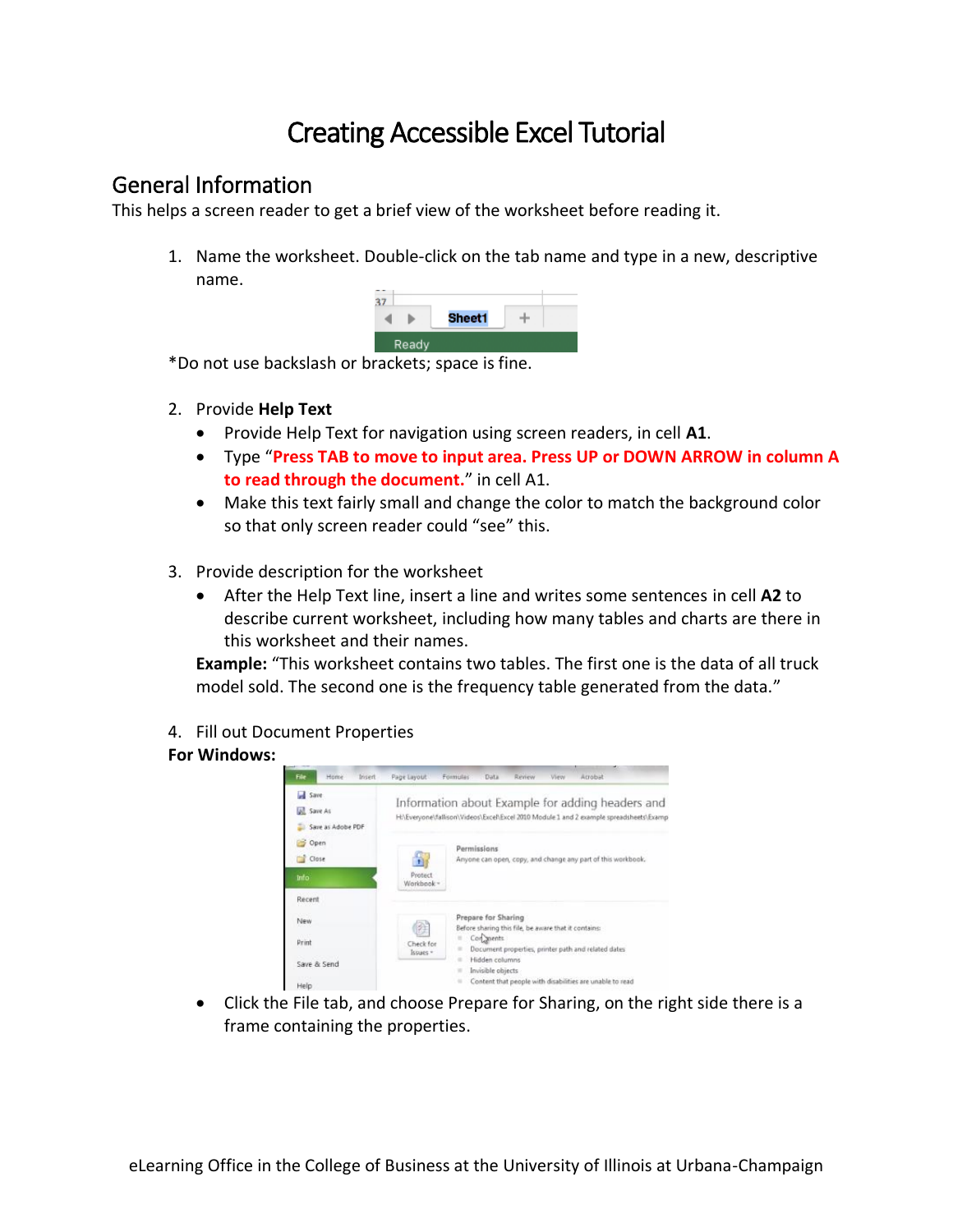# Creating Accessible Excel Tutorial

## General Information

This helps a screen reader to get a brief view of the worksheet before reading it.

1. Name the worksheet. Double-click on the tab name and type in a new, descriptive name.

*Do not use backslash or brackets; space is fine.

2. Provide **Help Text**
   - Provide Help Text for navigation using screen readers, in cell **A1**.
   - Type "**Press TAB to move to input area. Press UP or DOWN ARROW in column A to read through the document.**" in cell A1.
   - Make this text fairly small and change the color to match the background color so that only screen reader could "see" this.

3. Provide description for the worksheet
   - After the Help Text line, insert a line and writes some sentences in cell **A2** to describe current worksheet, including how many tables and charts are there in this worksheet and their names.

   **Example:** "This worksheet contains two tables. The first one is the data of all truck model sold. The second one is the frequency table generated from the data."

4. Fill out Document Properties

**For Windows:**

- Click the File tab, and choose Prepare for Sharing, on the right side there is a frame containing the properties.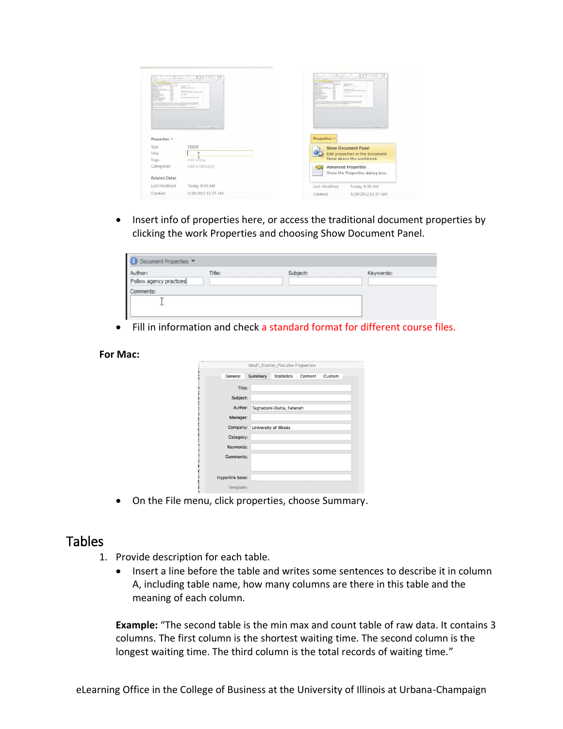- Insert info of properties here, or access the traditional document properties by clicking the work Properties and choosing Show Document Panel.

- Fill in information and check a standard format for different course files.

**For Mac:**

- On the File menu, click properties, choose Summary.

# Tables

1. Provide description for each table.
   - Insert a line before the table and writes some sentences to describe it in column A, including table name, how many columns are there in this table and the meaning of each column.

   **Example:** "The second table is the min max and count table of raw data. It contains 3 columns. The first column is the shortest waiting time. The second column is the longest waiting time. The third column is the total records of waiting time."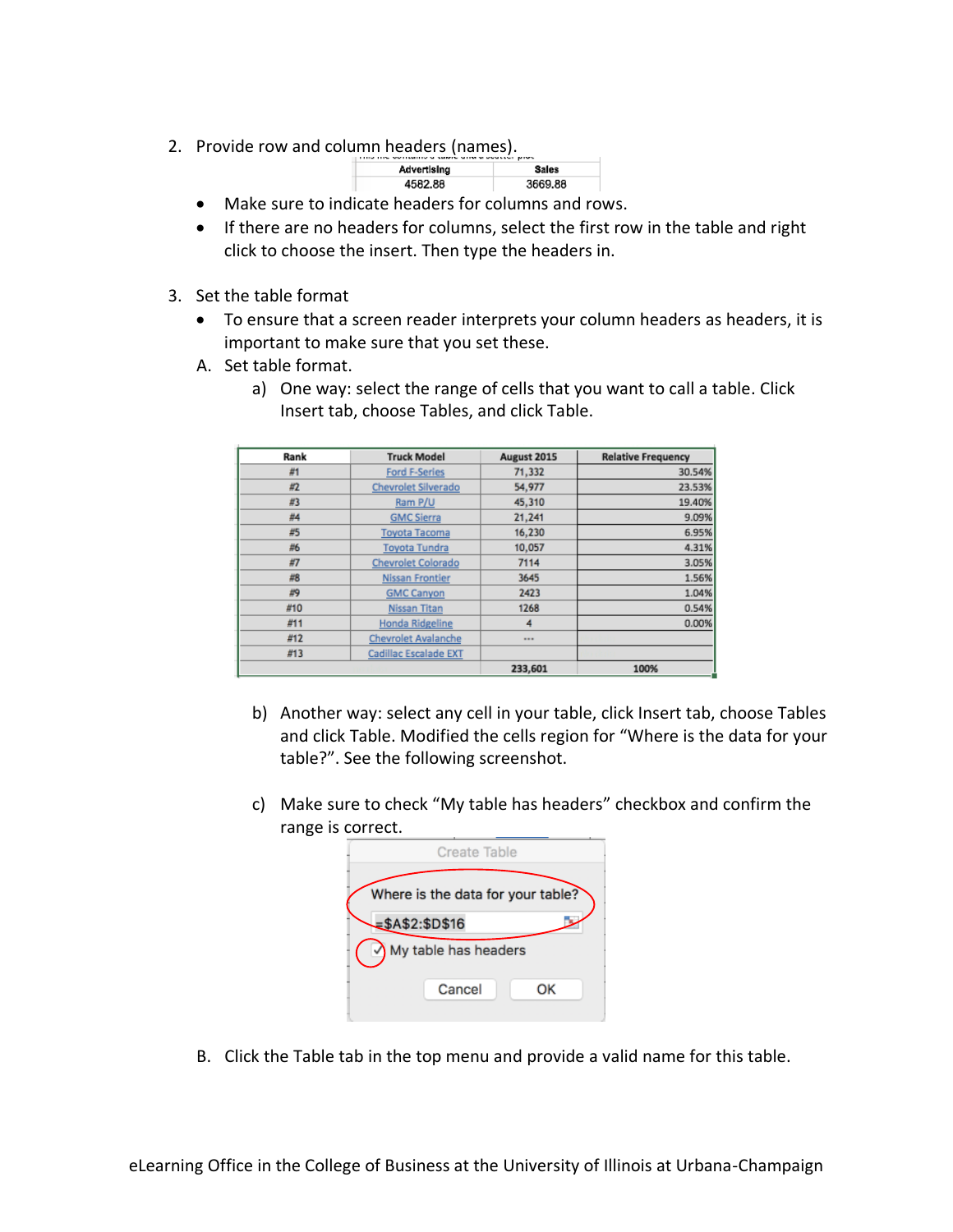2. Provide row and column headers (names).

| Advertising | Sales |
|---|---|
| 4582.88 | 3669.88 |

- Make sure to indicate headers for columns and rows.
- If there are no headers for columns, select the first row in the table and right click to choose the insert. Then type the headers in.

3. Set the table format
   - To ensure that a screen reader interprets your column headers as headers, it is important to make sure that you set these.

   A. Set table format.

      a) One way: select the range of cells that you want to call a table. Click Insert tab, choose Tables, and click Table.

| Rank | Truck Model | August 2015 | Relative Frequency |
|---|---|---|---|
| #1 | Ford F-Series | 71,332 | 30.54% |
| #2 | Chevrolet Silverado | 54,977 | 23.53% |
| #3 | Ram P/U | 45,310 | 19.40% |
| #4 | GMC Sierra | 21,241 | 9.09% |
| #5 | Toyota Tacoma | 16,230 | 6.95% |
| #6 | Toyota Tundra | 10,057 | 4.31% |
| #7 | Chevrolet Colorado | 7114 | 3.05% |
| #8 | Nissan Frontier | 3645 | 1.56% |
| #9 | GMC Canyon | 2423 | 1.04% |
| #10 | Nissan Titan | 1268 | 0.54% |
| #11 | Honda Ridgeline | 4 | 0.00% |
| #12 | Chevrolet Avalanche | --- | |
| #13 | Cadillac Escalade EXT | | |
| | | 233,601 | 100% |

      b) Another way: select any cell in your table, click Insert tab, choose Tables and click Table. Modified the cells region for "Where is the data for your table?". See the following screenshot.

      c) Make sure to check "My table has headers" checkbox and confirm the range is correct.

Create Table

Where is the data for your table?

=$A$2:$D$16

✓ My table has headers

Cancel OK

   B. Click the Table tab in the top menu and provide a valid name for this table.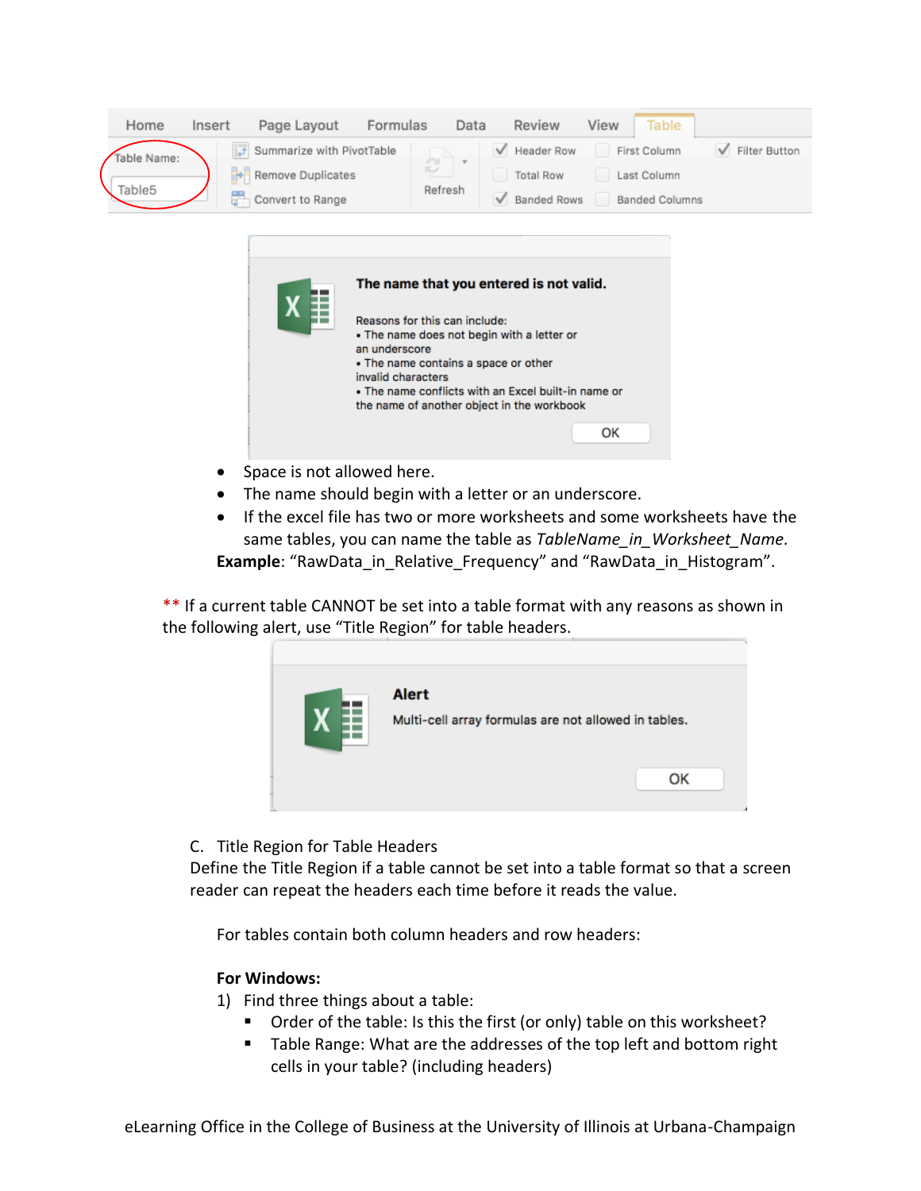- Space is not allowed here.
- The name should begin with a letter or an underscore.
- If the excel file has two or more worksheets and some worksheets have the same tables, you can name the table as *TableName_in_Worksheet_Name.*

**Example**: "RawData_in_Relative_Frequency" and "RawData_in_Histogram".

** If a current table CANNOT be set into a table format with any reasons as shown in the following alert, use "Title Region" for table headers.

C. Title Region for Table Headers

Define the Title Region if a table cannot be set into a table format so that a screen reader can repeat the headers each time before it reads the value.

For tables contain both column headers and row headers:

**For Windows:**

1) Find three things about a table:
   - Order of the table: Is this the first (or only) table on this worksheet?
   - Table Range: What are the addresses of the top left and bottom right cells in your table? (including headers)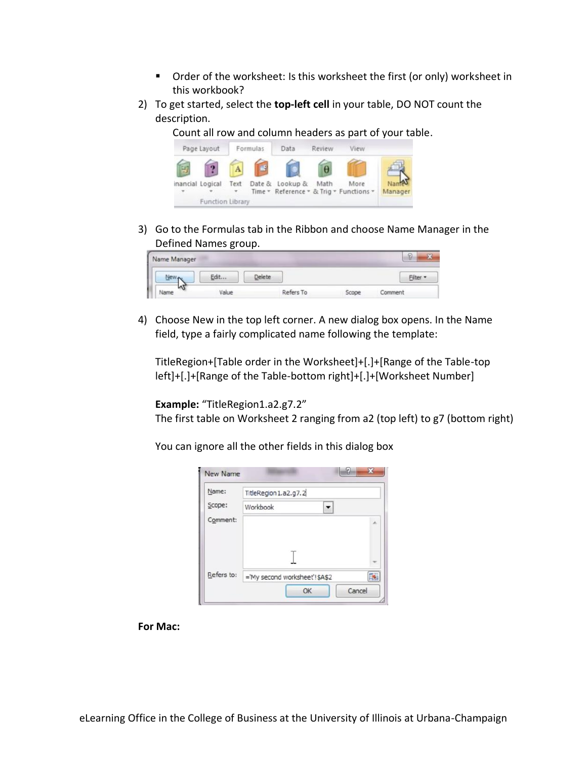- Order of the worksheet: Is this worksheet the first (or only) worksheet in this workbook?

2) To get started, select the **top-left cell** in your table, DO NOT count the description.

   Count all row and column headers as part of your table.

3) Go to the Formulas tab in the Ribbon and choose Name Manager in the Defined Names group.

4) Choose New in the top left corner. A new dialog box opens. In the Name field, type a fairly complicated name following the template:

   TitleRegion+[Table order in the Worksheet]+[.]+[Range of the Table-top left]+[.]+[Range of the Table-bottom right]+[.]+[Worksheet Number]

   **Example:** "TitleRegion1.a2.g7.2"
   The first table on Worksheet 2 ranging from a2 (top left) to g7 (bottom right)

   You can ignore all the other fields in this dialog box

**For Mac:**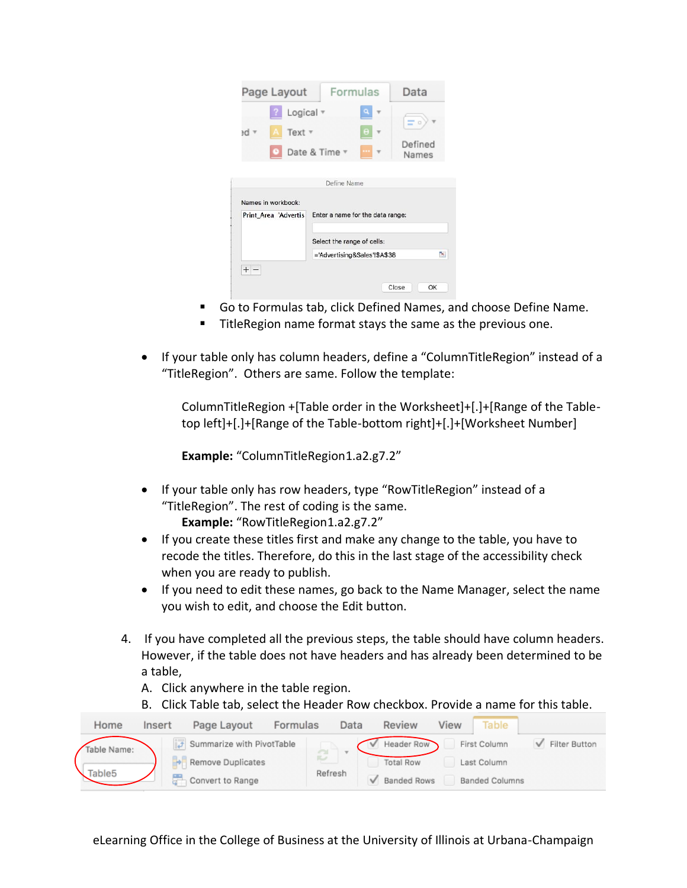- Go to Formulas tab, click Defined Names, and choose Define Name.
- TitleRegion name format stays the same as the previous one.

- If your table only has column headers, define a "ColumnTitleRegion" instead of a "TitleRegion". Others are same. Follow the template:

  ColumnTitleRegion +[Table order in the Worksheet]+[.]+[Range of the Table-top left]+[.]+[Range of the Table-bottom right]+[.]+[Worksheet Number]

  **Example:** "ColumnTitleRegion1.a2.g7.2"

- If your table only has row headers, type "RowTitleRegion" instead of a "TitleRegion". The rest of coding is the same.
  **Example:** "RowTitleRegion1.a2.g7.2"
- If you create these titles first and make any change to the table, you have to recode the titles. Therefore, do this in the last stage of the accessibility check when you are ready to publish.
- If you need to edit these names, go back to the Name Manager, select the name you wish to edit, and choose the Edit button.

4. If you have completed all the previous steps, the table should have column headers. However, if the table does not have headers and has already been determined to be a table,
   A. Click anywhere in the table region.
   B. Click Table tab, select the Header Row checkbox. Provide a name for this table.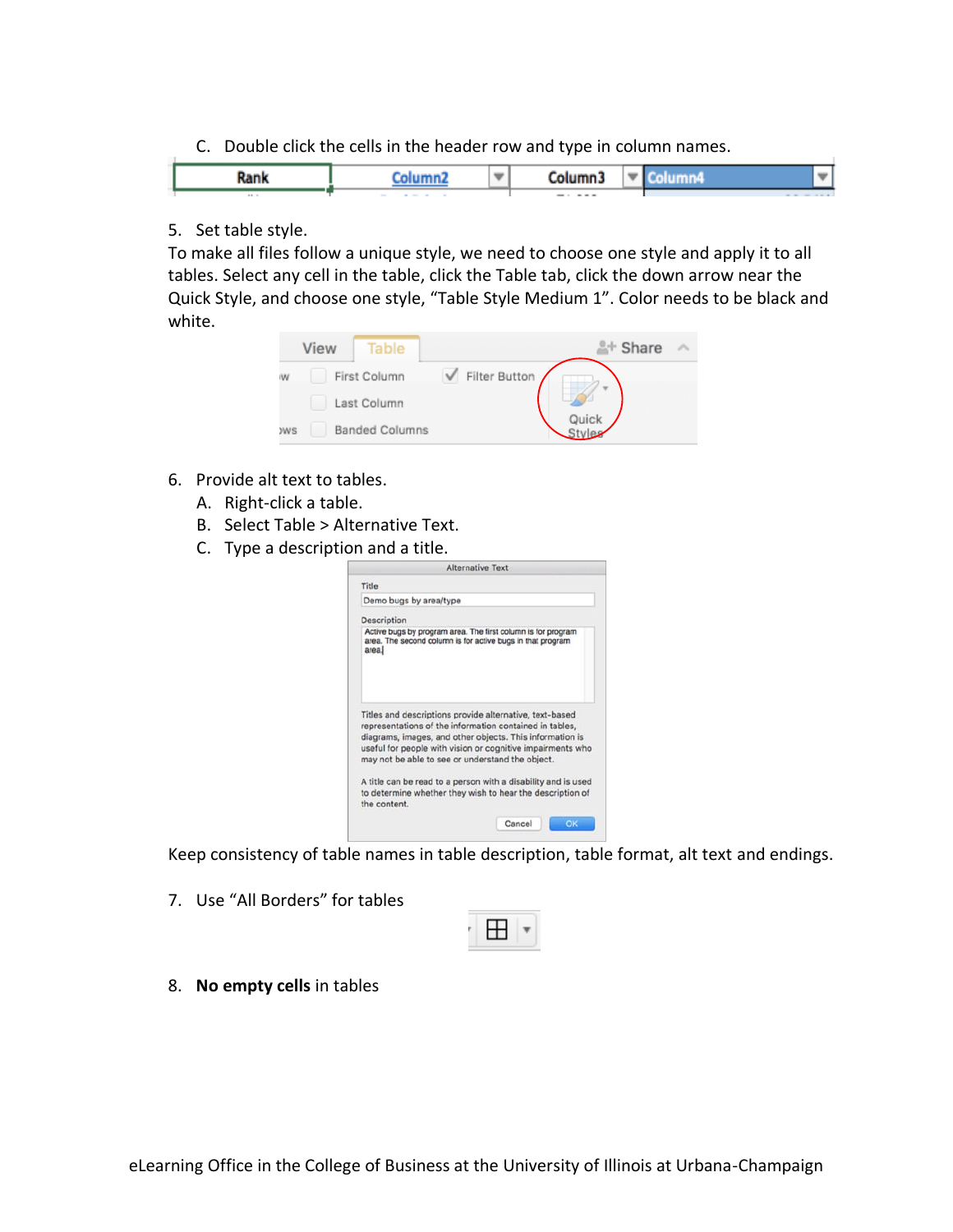C. Double click the cells in the header row and type in column names.

5. Set table style.

To make all files follow a unique style, we need to choose one style and apply it to all tables. Select any cell in the table, click the Table tab, click the down arrow near the Quick Style, and choose one style, "Table Style Medium 1". Color needs to be black and white.

6. Provide alt text to tables.
   A. Right-click a table.
   B. Select Table > Alternative Text.
   C. Type a description and a title.

Keep consistency of table names in table description, table format, alt text and endings.

7. Use "All Borders" for tables

8. **No empty cells** in tables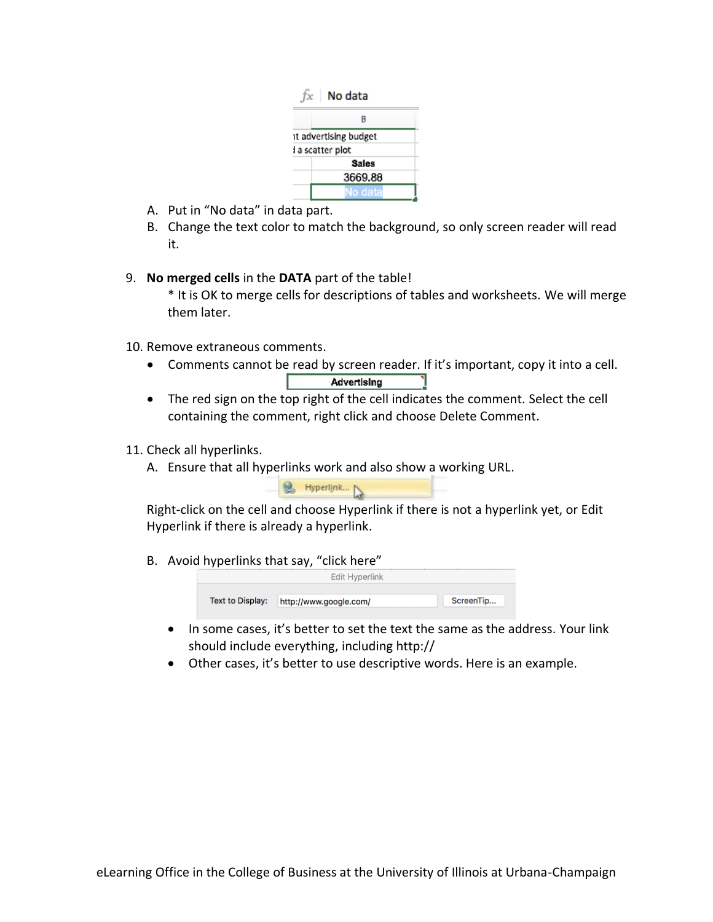A. Put in "No data" in data part.
B. Change the text color to match the background, so only screen reader will read it.

9. **No merged cells** in the **DATA** part of the table!
   * It is OK to merge cells for descriptions of tables and worksheets. We will merge them later.

10. Remove extraneous comments.
    - Comments cannot be read by screen reader. If it's important, copy it into a cell.
    - The red sign on the top right of the cell indicates the comment. Select the cell containing the comment, right click and choose Delete Comment.

11. Check all hyperlinks.
    A. Ensure that all hyperlinks work and also show a working URL.

    Right-click on the cell and choose Hyperlink if there is not a hyperlink yet, or Edit Hyperlink if there is already a hyperlink.

    B. Avoid hyperlinks that say, "click here"

    - In some cases, it's better to set the text the same as the address. Your link should include everything, including http://
    - Other cases, it's better to use descriptive words. Here is an example.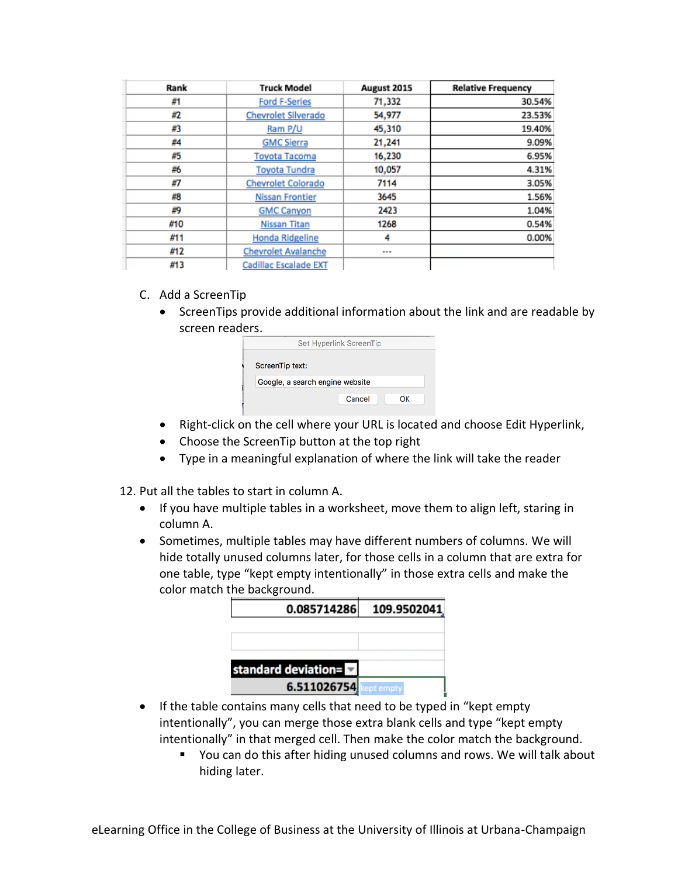| Rank | Truck Model | August 2015 | Relative Frequency |
|---|---|---|---|
| #1 | Ford F-Series | 71,332 | 30.54% |
| #2 | Chevrolet Silverado | 54,977 | 23.53% |
| #3 | Ram P/U | 45,310 | 19.40% |
| #4 | GMC Sierra | 21,241 | 9.09% |
| #5 | Toyota Tacoma | 16,230 | 6.95% |
| #6 | Toyota Tundra | 10,057 | 4.31% |
| #7 | Chevrolet Colorado | 7114 | 3.05% |
| #8 | Nissan Frontier | 3645 | 1.56% |
| #9 | GMC Canyon | 2423 | 1.04% |
| #10 | Nissan Titan | 1268 | 0.54% |
| #11 | Honda Ridgeline | 4 | 0.00% |
| #12 | Chevrolet Avalanche | --- | |
| #13 | Cadillac Escalade EXT | | |

C. Add a ScreenTip

- ScreenTips provide additional information about the link and are readable by screen readers.

Set Hyperlink ScreenTip

ScreenTip text:

Google, a search engine website

Cancel OK

- Right-click on the cell where your URL is located and choose Edit Hyperlink,
- Choose the ScreenTip button at the top right
- Type in a meaningful explanation of where the link will take the reader

12. Put all the tables to start in column A.
    - If you have multiple tables in a worksheet, move them to align left, staring in column A.
    - Sometimes, multiple tables may have different numbers of columns. We will hide totally unused columns later, for those cells in a column that are extra for one table, type "kept empty intentionally" in those extra cells and make the color match the background.

| 0.085714286 | 109.9502041 |
|---|---|
| | |
| standard deviation= | |
| 6.511026754 | kept empty |

- If the table contains many cells that need to be typed in "kept empty intentionally", you can merge those extra blank cells and type "kept empty intentionally" in that merged cell. Then make the color match the background.
  - You can do this after hiding unused columns and rows. We will talk about hiding later.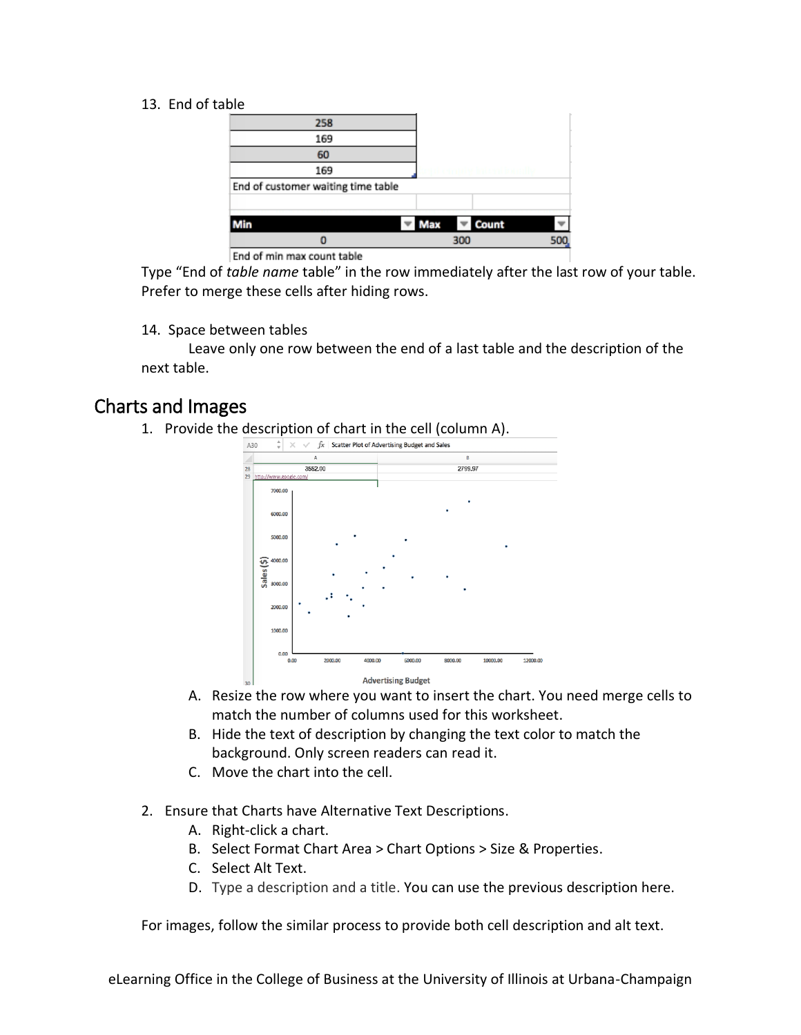13. End of table

| 258 | | |
|---|---|---|
| 169 | | |
| 60 | | |
| 169 | | |
| End of customer waiting time table | | |
| | | |
| **Min** | **Max** | **Count** |
| 0 | 300 | 500 |
| End of min max count table | | |

Type "End of *table name* table" in the row immediately after the last row of your table. Prefer to merge these cells after hiding rows.

14. Space between tables

    Leave only one row between the end of a last table and the description of the next table.

## Charts and Images

1. Provide the description of chart in the cell (column A).

   A. Resize the row where you want to insert the chart. You need merge cells to match the number of columns used for this worksheet.

   B. Hide the text of description by changing the text color to match the background. Only screen readers can read it.

   C. Move the chart into the cell.

2. Ensure that Charts have Alternative Text Descriptions.

   A. Right-click a chart.

   B. Select Format Chart Area > Chart Options > Size & Properties.

   C. Select Alt Text.

   D. Type a description and a title. You can use the previous description here.

For images, follow the similar process to provide both cell description and alt text.

eLearning Office in the College of Business at the University of Illinois at Urbana-Champaign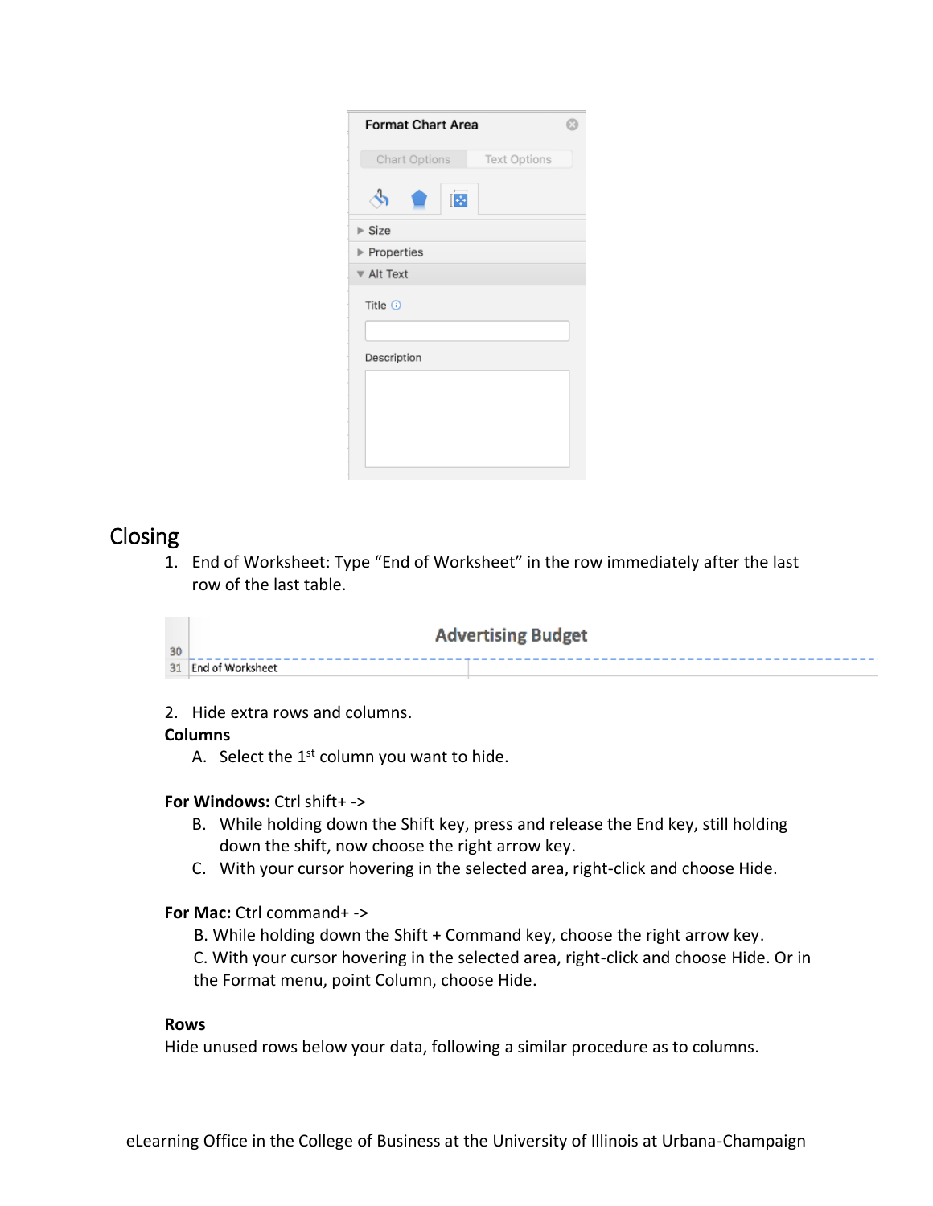## Closing

1. End of Worksheet: Type "End of Worksheet" in the row immediately after the last row of the last table.

2. Hide extra rows and columns.

**Columns**

A. Select the 1st column you want to hide.

**For Windows:** Ctrl shift+ ->

B. While holding down the Shift key, press and release the End key, still holding down the shift, now choose the right arrow key.

C. With your cursor hovering in the selected area, right-click and choose Hide.

**For Mac:** Ctrl command+ ->

B. While holding down the Shift + Command key, choose the right arrow key.

C. With your cursor hovering in the selected area, right-click and choose Hide. Or in the Format menu, point Column, choose Hide.

**Rows**

Hide unused rows below your data, following a similar procedure as to columns.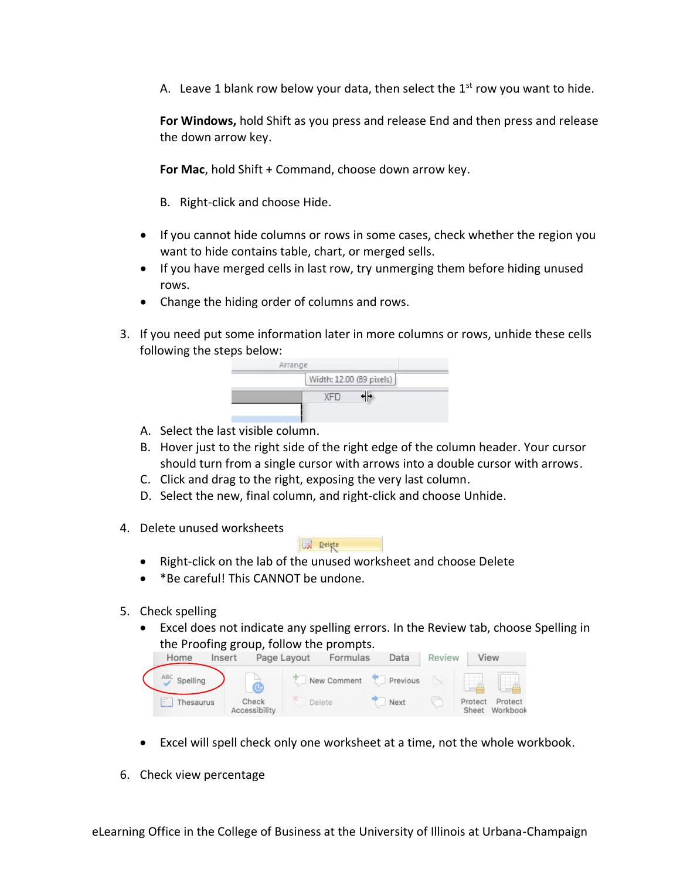A. Leave 1 blank row below your data, then select the 1st row you want to hide.

**For Windows,** hold Shift as you press and release End and then press and release the down arrow key.

**For Mac**, hold Shift + Command, choose down arrow key.

B. Right-click and choose Hide.

- If you cannot hide columns or rows in some cases, check whether the region you want to hide contains table, chart, or merged sells.
- If you have merged cells in last row, try unmerging them before hiding unused rows.
- Change the hiding order of columns and rows.

3. If you need put some information later in more columns or rows, unhide these cells following the steps below:

   A. Select the last visible column.
   B. Hover just to the right side of the right edge of the column header. Your cursor should turn from a single cursor with arrows into a double cursor with arrows.
   C. Click and drag to the right, exposing the very last column.
   D. Select the new, final column, and right-click and choose Unhide.

4. Delete unused worksheets
   - Right-click on the lab of the unused worksheet and choose Delete
   - *Be careful! This CANNOT be undone.

5. Check spelling
   - Excel does not indicate any spelling errors. In the Review tab, choose Spelling in the Proofing group, follow the prompts.
   - Excel will spell check only one worksheet at a time, not the whole workbook.

6. Check view percentage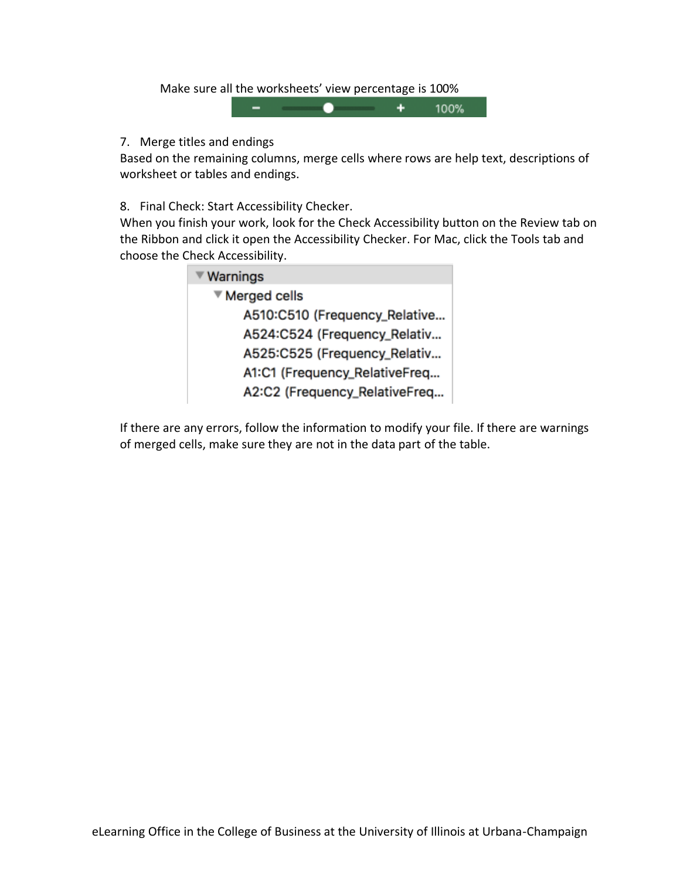Make sure all the worksheets' view percentage is 100%

– + 100%

7. Merge titles and endings

Based on the remaining columns, merge cells where rows are help text, descriptions of worksheet or tables and endings.

8. Final Check: Start Accessibility Checker.

When you finish your work, look for the Check Accessibility button on the Review tab on the Ribbon and click it open the Accessibility Checker. For Mac, click the Tools tab and choose the Check Accessibility.

Warnings
Merged cells
A510:C510 (Frequency_Relative...
A524:C524 (Frequency_Relativ...
A525:C525 (Frequency_Relativ...
A1:C1 (Frequency_RelativeFreq...
A2:C2 (Frequency_RelativeFreq...

If there are any errors, follow the information to modify your file. If there are warnings of merged cells, make sure they are not in the data part of the table.